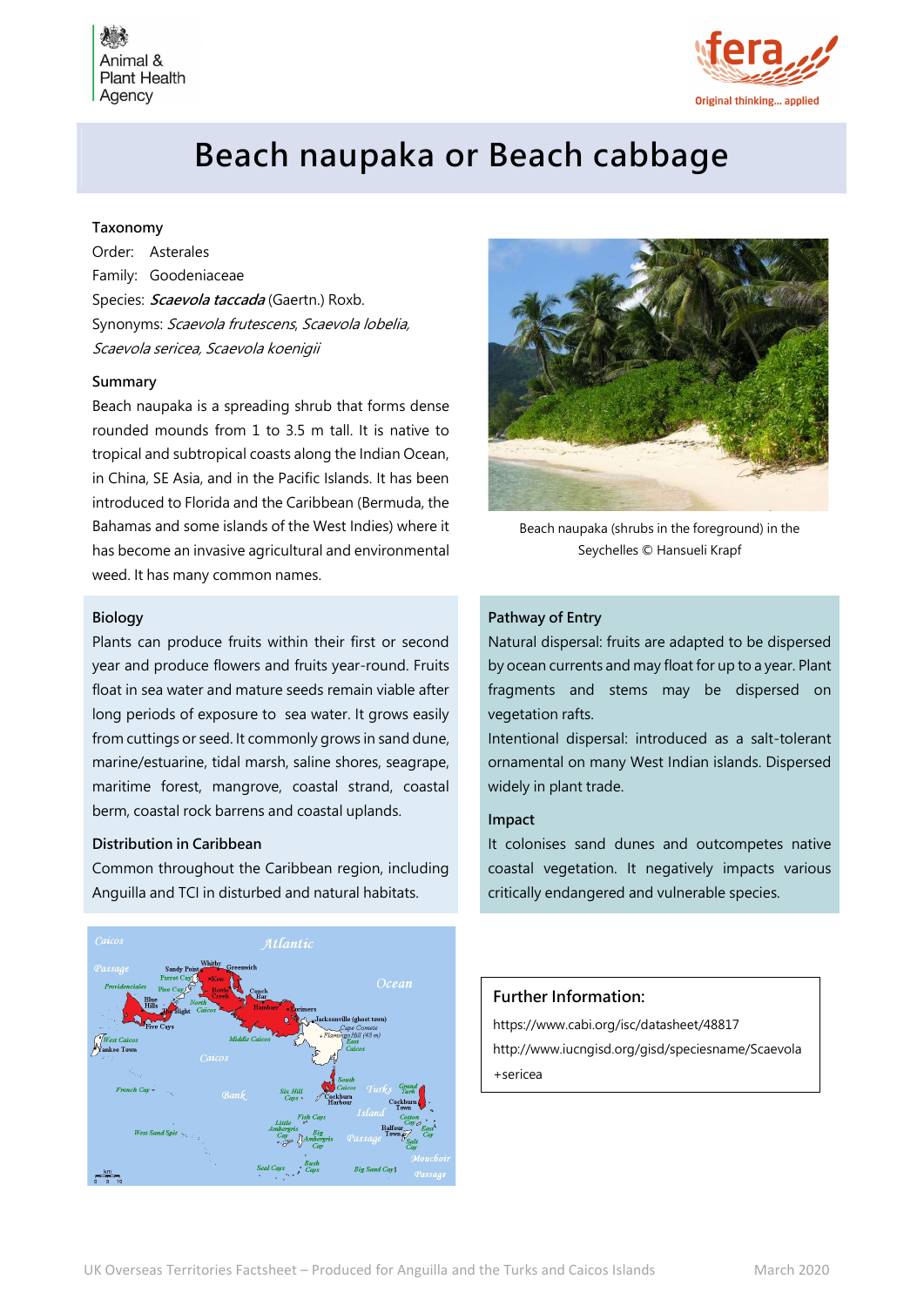# Beach naupaka or Beach cabbage

### Taxonomy

Order: Asterales

Family: Goodeniaceae

Species: ***Scaevola taccada*** (Gaertn.) Roxb.

Synonyms: *Scaevola frutescens*, *Scaevola lobelia*, *Scaevola sericea*, *Scaevola koenigii*

### Summary

Beach naupaka is a spreading shrub that forms dense rounded mounds from 1 to 3.5 m tall. It is native to tropical and subtropical coasts along the Indian Ocean, in China, SE Asia, and in the Pacific Islands. It has been introduced to Florida and the Caribbean (Bermuda, the Bahamas and some islands of the West Indies) where it has become an invasive agricultural and environmental weed. It has many common names.

Beach naupaka (shrubs in the foreground) in the Seychelles © Hansueli Krapf

### Biology

Plants can produce fruits within their first or second year and produce flowers and fruits year-round. Fruits float in sea water and mature seeds remain viable after long periods of exposure to sea water. It grows easily from cuttings or seed. It commonly grows in sand dune, marine/estuarine, tidal marsh, saline shores, seagrape, maritime forest, mangrove, coastal strand, coastal berm, coastal rock barrens and coastal uplands.

### Distribution in Caribbean

Common throughout the Caribbean region, including Anguilla and TCI in disturbed and natural habitats.

### Pathway of Entry

Natural dispersal: fruits are adapted to be dispersed by ocean currents and may float for up to a year. Plant fragments and stems may be dispersed on vegetation rafts.

Intentional dispersal: introduced as a salt-tolerant ornamental on many West Indian islands. Dispersed widely in plant trade.

### Impact

It colonises sand dunes and outcompetes native coastal vegetation. It negatively impacts various critically endangered and vulnerable species.

### Further Information:

https://www.cabi.org/isc/datasheet/48817

http://www.iucngisd.org/gisd/speciesname/Scaevola+sericea

UK Overseas Territories Factsheet – Produced for Anguilla and the Turks and Caicos Islands    March 2020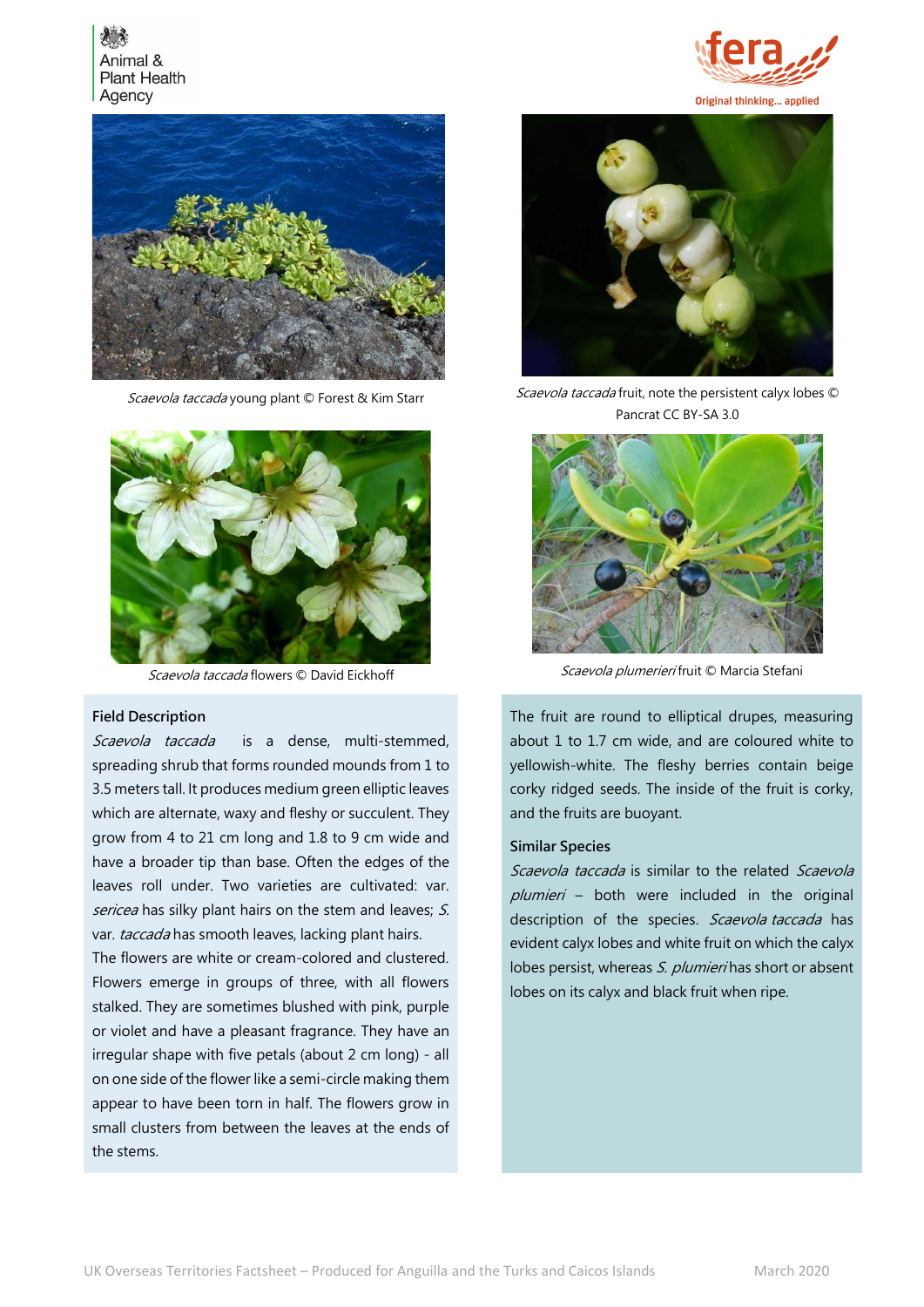*Scaevola taccada* young plant © Forest & Kim Starr

*Scaevola taccada* fruit, note the persistent calyx lobes © Pancrat CC BY-SA 3.0

*Scaevola taccada* flowers © David Eickhoff

*Scaevola plumerieri* fruit © Marcia Stefani

**Field Description**

*Scaevola taccada* is a dense, multi-stemmed, spreading shrub that forms rounded mounds from 1 to 3.5 meters tall. It produces medium green elliptic leaves which are alternate, waxy and fleshy or succulent. They grow from 4 to 21 cm long and 1.8 to 9 cm wide and have a broader tip than base. Often the edges of the leaves roll under. Two varieties are cultivated: var. *sericea* has silky plant hairs on the stem and leaves; *S.* var. *taccada* has smooth leaves, lacking plant hairs.

The flowers are white or cream-colored and clustered. Flowers emerge in groups of three, with all flowers stalked. They are sometimes blushed with pink, purple or violet and have a pleasant fragrance. They have an irregular shape with five petals (about 2 cm long) - all on one side of the flower like a semi-circle making them appear to have been torn in half. The flowers grow in small clusters from between the leaves at the ends of the stems.

The fruit are round to elliptical drupes, measuring about 1 to 1.7 cm wide, and are coloured white to yellowish-white. The fleshy berries contain beige corky ridged seeds. The inside of the fruit is corky, and the fruits are buoyant.

**Similar Species**

*Scaevola taccada* is similar to the related *Scaevola plumieri* – both were included in the original description of the species. *Scaevola taccada* has evident calyx lobes and white fruit on which the calyx lobes persist, whereas *S. plumieri* has short or absent lobes on its calyx and black fruit when ripe.